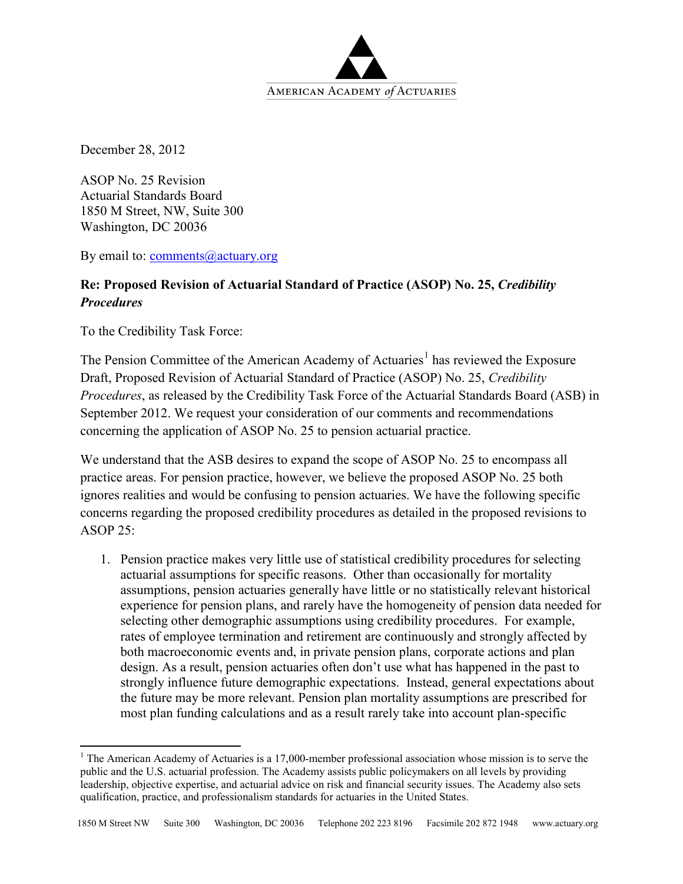AMERICAN ACADEMY *of* ACTUARIES

December 28, 2012

ASOP No. 25 Revision
Actuarial Standards Board
1850 M Street, NW, Suite 300
Washington, DC 20036

By email to: comments@actuary.org

**Re: Proposed Revision of Actuarial Standard of Practice (ASOP) No. 25, *Credibility Procedures***

To the Credibility Task Force:

The Pension Committee of the American Academy of Actuaries[1] has reviewed the Exposure Draft, Proposed Revision of Actuarial Standard of Practice (ASOP) No. 25, *Credibility Procedures*, as released by the Credibility Task Force of the Actuarial Standards Board (ASB) in September 2012. We request your consideration of our comments and recommendations concerning the application of ASOP No. 25 to pension actuarial practice.

We understand that the ASB desires to expand the scope of ASOP No. 25 to encompass all practice areas. For pension practice, however, we believe the proposed ASOP No. 25 both ignores realities and would be confusing to pension actuaries. We have the following specific concerns regarding the proposed credibility procedures as detailed in the proposed revisions to ASOP 25:

1. Pension practice makes very little use of statistical credibility procedures for selecting actuarial assumptions for specific reasons. Other than occasionally for mortality assumptions, pension actuaries generally have little or no statistically relevant historical experience for pension plans, and rarely have the homogeneity of pension data needed for selecting other demographic assumptions using credibility procedures. For example, rates of employee termination and retirement are continuously and strongly affected by both macroeconomic events and, in private pension plans, corporate actions and plan design. As a result, pension actuaries often don't use what has happened in the past to strongly influence future demographic expectations. Instead, general expectations about the future may be more relevant. Pension plan mortality assumptions are prescribed for most plan funding calculations and as a result rarely take into account plan-specific

[1] The American Academy of Actuaries is a 17,000-member professional association whose mission is to serve the public and the U.S. actuarial profession. The Academy assists public policymakers on all levels by providing leadership, objective expertise, and actuarial advice on risk and financial security issues. The Academy also sets qualification, practice, and professionalism standards for actuaries in the United States.

1850 M Street NW    Suite 300    Washington, DC 20036    Telephone 202 223 8196    Facsimile 202 872 1948    www.actuary.org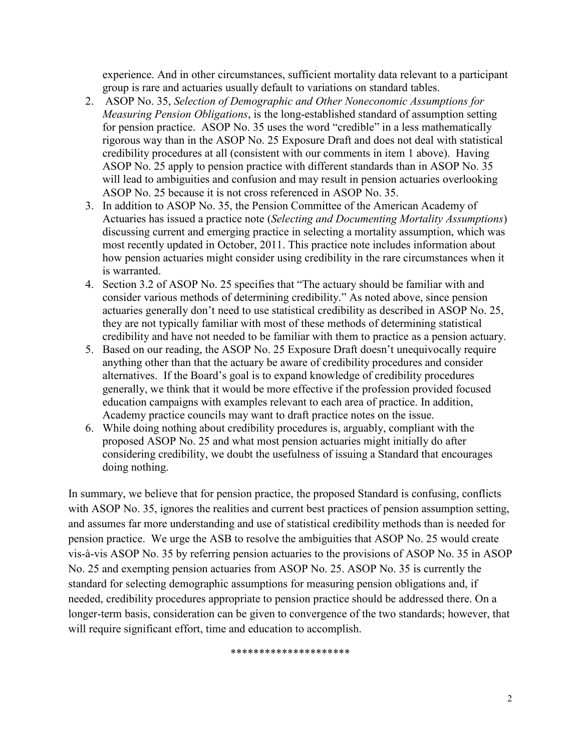experience. And in other circumstances, sufficient mortality data relevant to a participant group is rare and actuaries usually default to variations on standard tables.

2. ASOP No. 35, *Selection of Demographic and Other Noneconomic Assumptions for Measuring Pension Obligations*, is the long-established standard of assumption setting for pension practice. ASOP No. 35 uses the word "credible" in a less mathematically rigorous way than in the ASOP No. 25 Exposure Draft and does not deal with statistical credibility procedures at all (consistent with our comments in item 1 above). Having ASOP No. 25 apply to pension practice with different standards than in ASOP No. 35 will lead to ambiguities and confusion and may result in pension actuaries overlooking ASOP No. 25 because it is not cross referenced in ASOP No. 35.
3. In addition to ASOP No. 35, the Pension Committee of the American Academy of Actuaries has issued a practice note (*Selecting and Documenting Mortality Assumptions*) discussing current and emerging practice in selecting a mortality assumption, which was most recently updated in October, 2011. This practice note includes information about how pension actuaries might consider using credibility in the rare circumstances when it is warranted.
4. Section 3.2 of ASOP No. 25 specifies that "The actuary should be familiar with and consider various methods of determining credibility." As noted above, since pension actuaries generally don't need to use statistical credibility as described in ASOP No. 25, they are not typically familiar with most of these methods of determining statistical credibility and have not needed to be familiar with them to practice as a pension actuary.
5. Based on our reading, the ASOP No. 25 Exposure Draft doesn't unequivocally require anything other than that the actuary be aware of credibility procedures and consider alternatives. If the Board's goal is to expand knowledge of credibility procedures generally, we think that it would be more effective if the profession provided focused education campaigns with examples relevant to each area of practice. In addition, Academy practice councils may want to draft practice notes on the issue.
6. While doing nothing about credibility procedures is, arguably, compliant with the proposed ASOP No. 25 and what most pension actuaries might initially do after considering credibility, we doubt the usefulness of issuing a Standard that encourages doing nothing.

In summary, we believe that for pension practice, the proposed Standard is confusing, conflicts with ASOP No. 35, ignores the realities and current best practices of pension assumption setting, and assumes far more understanding and use of statistical credibility methods than is needed for pension practice. We urge the ASB to resolve the ambiguities that ASOP No. 25 would create vis-à-vis ASOP No. 35 by referring pension actuaries to the provisions of ASOP No. 35 in ASOP No. 25 and exempting pension actuaries from ASOP No. 25. ASOP No. 35 is currently the standard for selecting demographic assumptions for measuring pension obligations and, if needed, credibility procedures appropriate to pension practice should be addressed there. On a longer-term basis, consideration can be given to convergence of the two standards; however, that will require significant effort, time and education to accomplish.

********************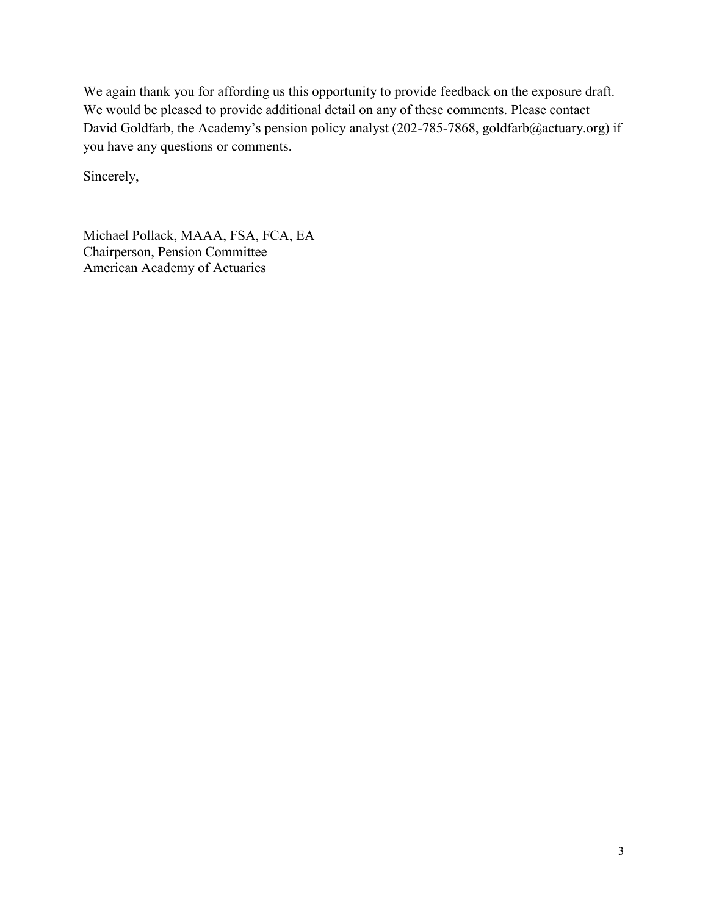We again thank you for affording us this opportunity to provide feedback on the exposure draft. We would be pleased to provide additional detail on any of these comments. Please contact David Goldfarb, the Academy's pension policy analyst (202-785-7868, goldfarb@actuary.org) if you have any questions or comments.

Sincerely,

Michael Pollack, MAAA, FSA, FCA, EA
Chairperson, Pension Committee
American Academy of Actuaries